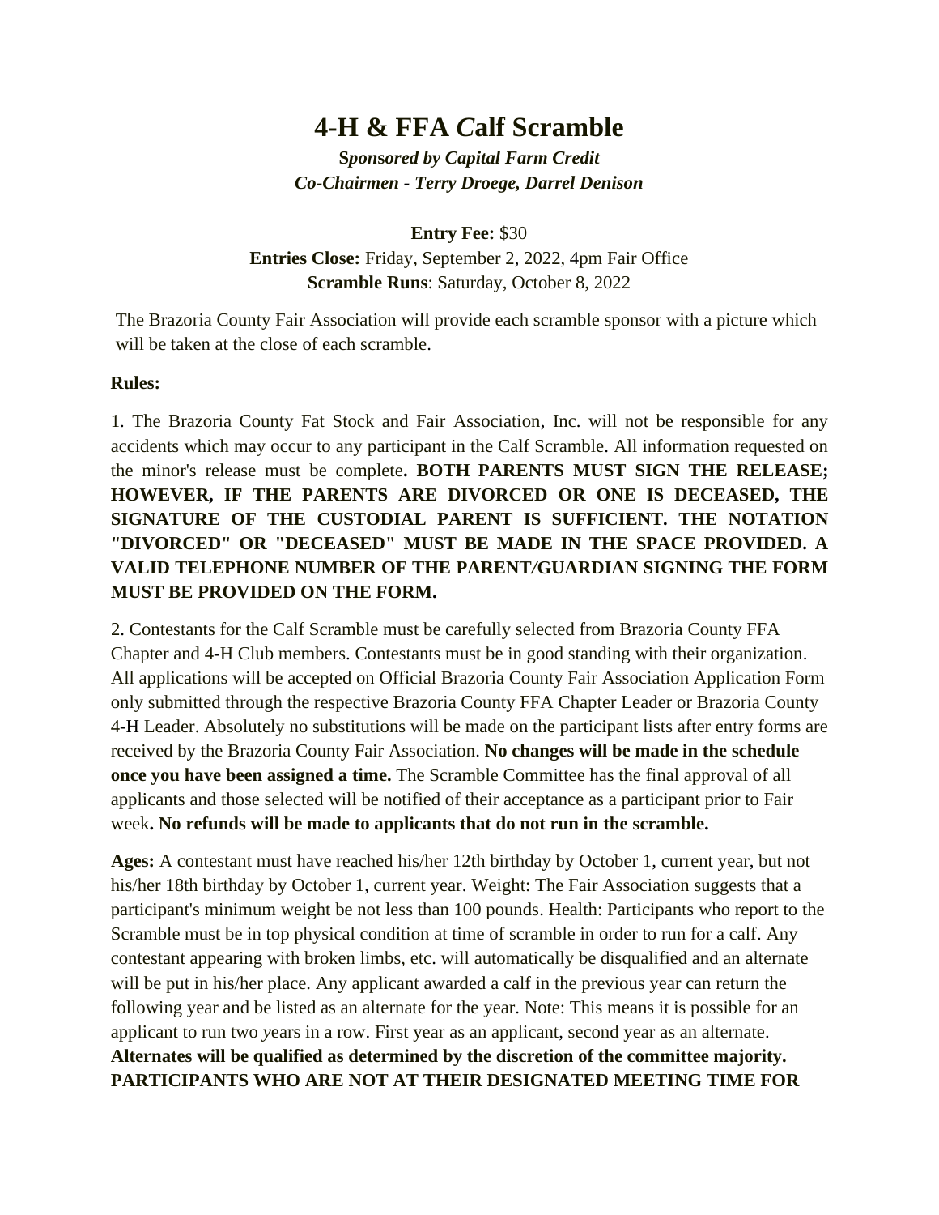# 4-H & FFA Calf Scramble

***Sponsored by Capital Farm Credit***
***Co-Chairmen - Terry Droege, Darrel Denison***

**Entry Fee:** $30
**Entries Close:** Friday, September 2, 2022, 4pm Fair Office
**Scramble Runs**: Saturday, October 8, 2022

The Brazoria County Fair Association will provide each scramble sponsor with a picture which will be taken at the close of each scramble.

**Rules:**

1. The Brazoria County Fat Stock and Fair Association, Inc. will not be responsible for any accidents which may occur to any participant in the Calf Scramble. All information requested on the minor's release must be complete**. BOTH PARENTS MUST SIGN THE RELEASE; HOWEVER, IF THE PARENTS ARE DIVORCED OR ONE IS DECEASED, THE SIGNATURE OF THE CUSTODIAL PARENT IS SUFFICIENT. THE NOTATION "DIVORCED" OR "DECEASED" MUST BE MADE IN THE SPACE PROVIDED. A VALID TELEPHONE NUMBER OF THE PARENT/GUARDIAN SIGNING THE FORM MUST BE PROVIDED ON THE FORM.**

2. Contestants for the Calf Scramble must be carefully selected from Brazoria County FFA Chapter and 4-H Club members. Contestants must be in good standing with their organization. All applications will be accepted on Official Brazoria County Fair Association Application Form only submitted through the respective Brazoria County FFA Chapter Leader or Brazoria County 4-H Leader. Absolutely no substitutions will be made on the participant lists after entry forms are received by the Brazoria County Fair Association. **No changes will be made in the schedule once you have been assigned a time.** The Scramble Committee has the final approval of all applicants and those selected will be notified of their acceptance as a participant prior to Fair week**. No refunds will be made to applicants that do not run in the scramble.**

**Ages:** A contestant must have reached his/her 12th birthday by October 1, current year, but not his/her 18th birthday by October 1, current year. Weight: The Fair Association suggests that a participant's minimum weight be not less than 100 pounds. Health: Participants who report to the Scramble must be in top physical condition at time of scramble in order to run for a calf. Any contestant appearing with broken limbs, etc. will automatically be disqualified and an alternate will be put in his/her place. Any applicant awarded a calf in the previous year can return the following year and be listed as an alternate for the year. Note: This means it is possible for an applicant to run two years in a row. First year as an applicant, second year as an alternate. **Alternates will be qualified as determined by the discretion of the committee majority. PARTICIPANTS WHO ARE NOT AT THEIR DESIGNATED MEETING TIME FOR**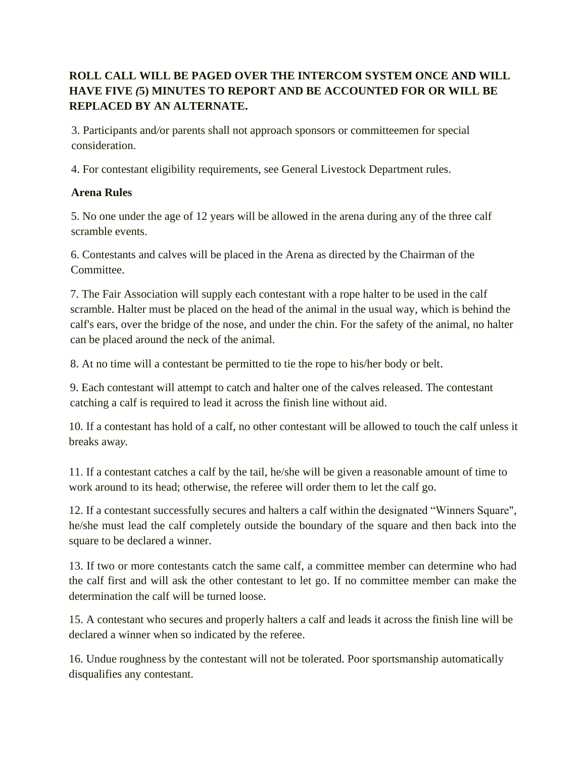**ROLL CALL WILL BE PAGED OVER THE INTERCOM SYSTEM ONCE AND WILL HAVE FIVE (5) MINUTES TO REPORT AND BE ACCOUNTED FOR OR WILL BE REPLACED BY AN ALTERNATE.**

3. Participants and/or parents shall not approach sponsors or committeemen for special consideration.

4. For contestant eligibility requirements, see General Livestock Department rules.

**Arena Rules**

5. No one under the age of 12 years will be allowed in the arena during any of the three calf scramble events.

6. Contestants and calves will be placed in the Arena as directed by the Chairman of the Committee.

7. The Fair Association will supply each contestant with a rope halter to be used in the calf scramble. Halter must be placed on the head of the animal in the usual way, which is behind the calf's ears, over the bridge of the nose, and under the chin. For the safety of the animal, no halter can be placed around the neck of the animal.

8. At no time will a contestant be permitted to tie the rope to his/her body or belt.

9. Each contestant will attempt to catch and halter one of the calves released. The contestant catching a calf is required to lead it across the finish line without aid.

10. If a contestant has hold of a calf, no other contestant will be allowed to touch the calf unless it breaks away.

11. If a contestant catches a calf by the tail, he/she will be given a reasonable amount of time to work around to its head; otherwise, the referee will order them to let the calf go.

12. If a contestant successfully secures and halters a calf within the designated "Winners Square", he/she must lead the calf completely outside the boundary of the square and then back into the square to be declared a winner.

13. If two or more contestants catch the same calf, a committee member can determine who had the calf first and will ask the other contestant to let go. If no committee member can make the determination the calf will be turned loose.

15. A contestant who secures and properly halters a calf and leads it across the finish line will be declared a winner when so indicated by the referee.

16. Undue roughness by the contestant will not be tolerated. Poor sportsmanship automatically disqualifies any contestant.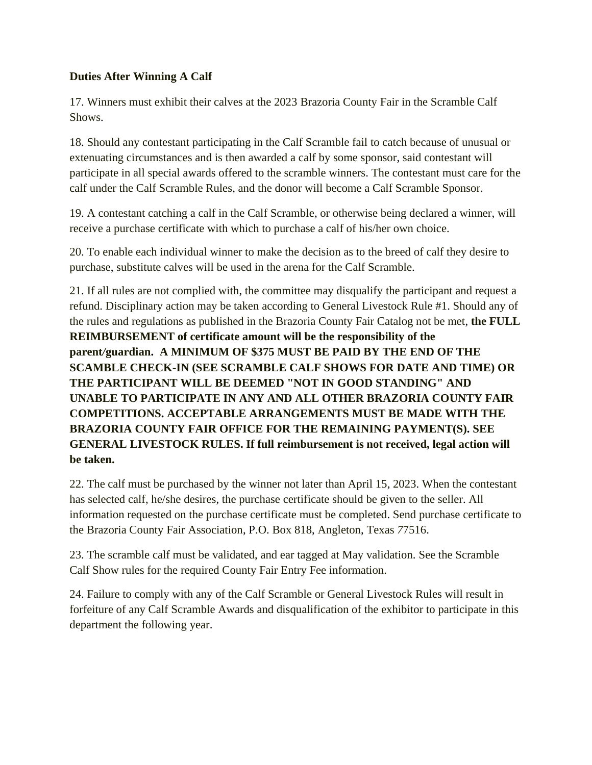**Duties After Winning A Calf**

17. Winners must exhibit their calves at the 2023 Brazoria County Fair in the Scramble Calf Shows.

18. Should any contestant participating in the Calf Scramble fail to catch because of unusual or extenuating circumstances and is then awarded a calf by some sponsor, said contestant will participate in all special awards offered to the scramble winners. The contestant must care for the calf under the Calf Scramble Rules, and the donor will become a Calf Scramble Sponsor.

19. A contestant catching a calf in the Calf Scramble, or otherwise being declared a winner, will receive a purchase certificate with which to purchase a calf of his/her own choice.

20. To enable each individual winner to make the decision as to the breed of calf they desire to purchase, substitute calves will be used in the arena for the Calf Scramble.

21. If all rules are not complied with, the committee may disqualify the participant and request a refund. Disciplinary action may be taken according to General Livestock Rule #1. Should any of the rules and regulations as published in the Brazoria County Fair Catalog not be met, **the FULL REIMBURSEMENT of certificate amount will be the responsibility of the parent/guardian. A MINIMUM OF $375 MUST BE PAID BY THE END OF THE SCAMBLE CHECK-IN (SEE SCRAMBLE CALF SHOWS FOR DATE AND TIME) OR THE PARTICIPANT WILL BE DEEMED "NOT IN GOOD STANDING" AND UNABLE TO PARTICIPATE IN ANY AND ALL OTHER BRAZORIA COUNTY FAIR COMPETITIONS. ACCEPTABLE ARRANGEMENTS MUST BE MADE WITH THE BRAZORIA COUNTY FAIR OFFICE FOR THE REMAINING PAYMENT(S). SEE GENERAL LIVESTOCK RULES. If full reimbursement is not received, legal action will be taken.**

22. The calf must be purchased by the winner not later than April 15, 2023. When the contestant has selected calf, he/she desires, the purchase certificate should be given to the seller. All information requested on the purchase certificate must be completed. Send purchase certificate to the Brazoria County Fair Association, P.O. Box 818, Angleton, Texas 77516.

23. The scramble calf must be validated, and ear tagged at May validation. See the Scramble Calf Show rules for the required County Fair Entry Fee information.

24. Failure to comply with any of the Calf Scramble or General Livestock Rules will result in forfeiture of any Calf Scramble Awards and disqualification of the exhibitor to participate in this department the following year.